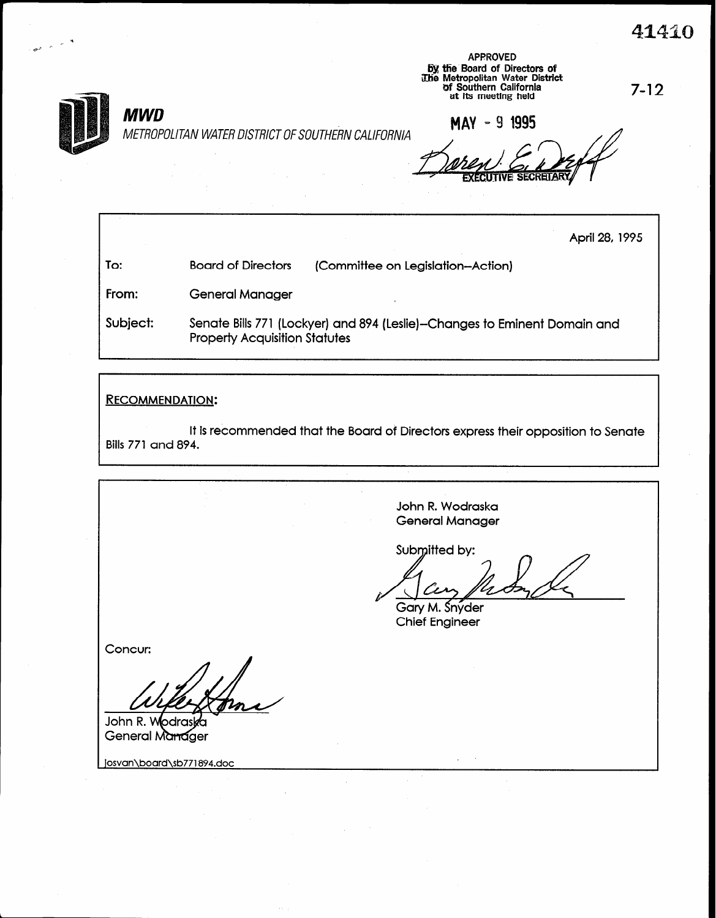41410

**APPROVED**
by the Board of Directors of
The Metropolitan Water District
of Southern California
at its meeting held

**MAY - 9 1995**

EXECUTIVE SECRETARY

7-12

***MWD***
*METROPOLITAN WATER DISTRICT OF SOUTHERN CALIFORNIA*

April 28, 1995

| | |
|---|---|
| To: | Board of Directors (Committee on Legislation–Action) |
| From: | General Manager |
| Subject: | Senate Bills 771 (Lockyer) and 894 (Leslie)–Changes to Eminent Domain and Property Acquisition Statutes |

**RECOMMENDATION:**

It is recommended that the Board of Directors express their opposition to Senate Bills 771 and 894.

John R. Wodraska
General Manager

Submitted by:

Gary M. Snyder
Chief Engineer

Concur:

John R. Wodraska
General Manager

josvan\board\sb771894.doc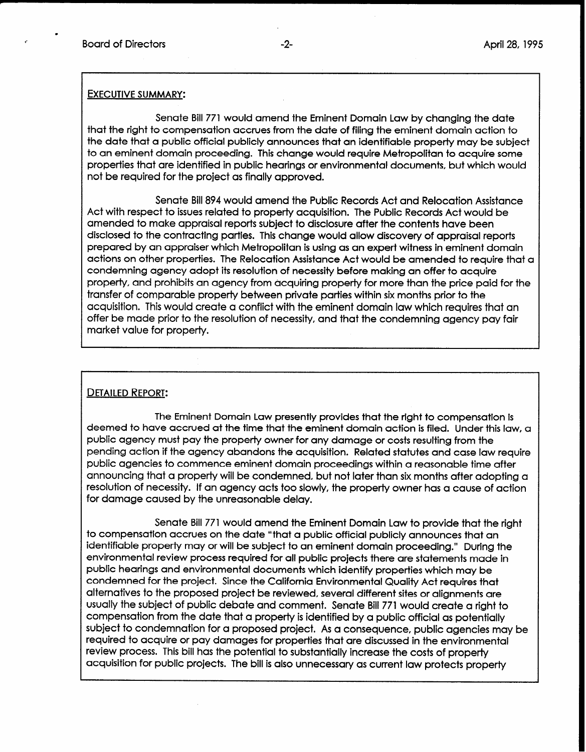## EXECUTIVE SUMMARY:

Senate Bill 771 would amend the Eminent Domain Law by changing the date that the right to compensation accrues from the date of filing the eminent domain action to the date that a public official publicly announces that an identifiable property may be subject to an eminent domain proceeding. This change would require Metropolitan to acquire some properties that are identified in public hearings or environmental documents, but which would not be required for the project as finally approved.

Senate Bill 894 would amend the Public Records Act and Relocation Assistance Act with respect to issues related to property acquisition. The Public Records Act would be amended to make appraisal reports subject to disclosure after the contents have been disclosed to the contracting parties. This change would allow discovery of appraisal reports prepared by an appraiser which Metropolitan is using as an expert witness in eminent domain actions on other properties. The Relocation Assistance Act would be amended to require that a condemning agency adopt its resolution of necessity before making an offer to acquire property, and prohibits an agency from acquiring property for more than the price paid for the transfer of comparable property between private parties within six months prior to the acquisition. This would create a conflict with the eminent domain law which requires that an offer be made prior to the resolution of necessity, and that the condemning agency pay fair market value for property.

## DETAILED REPORT:

The Eminent Domain Law presently provides that the right to compensation is deemed to have accrued at the time that the eminent domain action is filed. Under this law, a public agency must pay the property owner for any damage or costs resulting from the pending action if the agency abandons the acquisition. Related statutes and case law require public agencies to commence eminent domain proceedings within a reasonable time after announcing that a property will be condemned, but not later than six months after adopting a resolution of necessity. If an agency acts too slowly, the property owner has a cause of action for damage caused by the unreasonable delay.

Senate Bill 771 would amend the Eminent Domain Law to provide that the right to compensation accrues on the date "that a public official publicly announces that an identifiable property may or will be subject to an eminent domain proceeding." During the environmental review process required for all public projects there are statements made in public hearings and environmental documents which identify properties which may be condemned for the project. Since the California Environmental Quality Act requires that alternatives to the proposed project be reviewed, several different sites or alignments are usually the subject of public debate and comment. Senate Bill 771 would create a right to compensation from the date that a property is identified by a public official as potentially subject to condemnation for a proposed project. As a consequence, public agencies may be required to acquire or pay damages for properties that are discussed in the environmental review process. This bill has the potential to substantially increase the costs of property acquisition for public projects. The bill is also unnecessary as current law protects property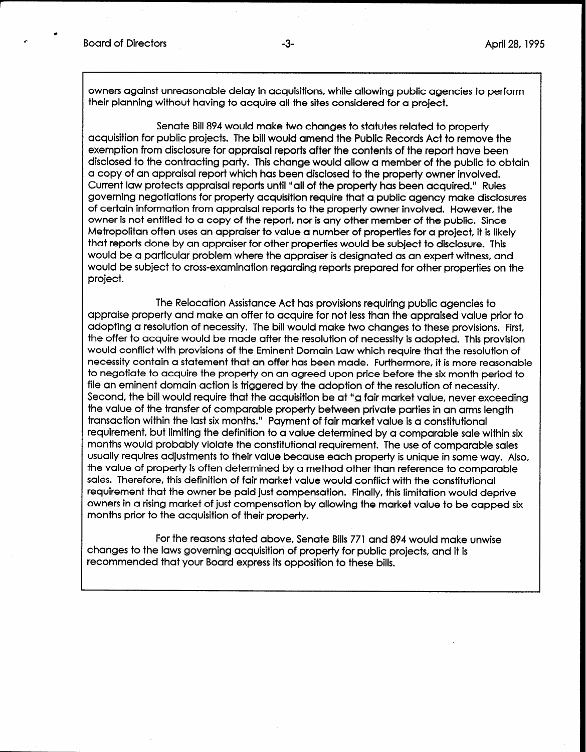owners against unreasonable delay in acquisitions, while allowing public agencies to perform their planning without having to acquire all the sites considered for a project.

Senate Bill 894 would make two changes to statutes related to property acquisition for public projects. The bill would amend the Public Records Act to remove the exemption from disclosure for appraisal reports after the contents of the report have been disclosed to the contracting party. This change would allow a member of the public to obtain a copy of an appraisal report which has been disclosed to the property owner involved. Current law protects appraisal reports until "all of the property has been acquired." Rules governing negotiations for property acquisition require that a public agency make disclosures of certain information from appraisal reports to the property owner involved. However, the owner is not entitled to a copy of the report, nor is any other member of the public. Since Metropolitan often uses an appraiser to value a number of properties for a project, it is likely that reports done by an appraiser for other properties would be subject to disclosure. This would be a particular problem where the appraiser is designated as an expert witness, and would be subject to cross-examination regarding reports prepared for other properties on the project.

The Relocation Assistance Act has provisions requiring public agencies to appraise property and make an offer to acquire for not less than the appraised value prior to adopting a resolution of necessity. The bill would make two changes to these provisions. First, the offer to acquire would be made after the resolution of necessity is adopted. This provision would conflict with provisions of the Eminent Domain Law which require that the resolution of necessity contain a statement that an offer has been made. Furthermore, it is more reasonable to negotiate to acquire the property on an agreed upon price before the six month period to file an eminent domain action is triggered by the adoption of the resolution of necessity. Second, the bill would require that the acquisition be at "<u>a</u> fair market value, never exceeding the value of the transfer of comparable property between private parties in an arms length transaction within the last six months." Payment of fair market value is a constitutional requirement, but limiting the definition to a value determined by a comparable sale within six months would probably violate the constitutional requirement. The use of comparable sales usually requires adjustments to their value because each property is unique in some way. Also, the value of property is often determined by a method other than reference to comparable sales. Therefore, this definition of fair market value would conflict with the constitutional requirement that the owner be paid just compensation. Finally, this limitation would deprive owners in a rising market of just compensation by allowing the market value to be capped six months prior to the acquisition of their property.

For the reasons stated above, Senate Bills 771 and 894 would make unwise changes to the laws governing acquisition of property for public projects, and it is recommended that your Board express its opposition to these bills.